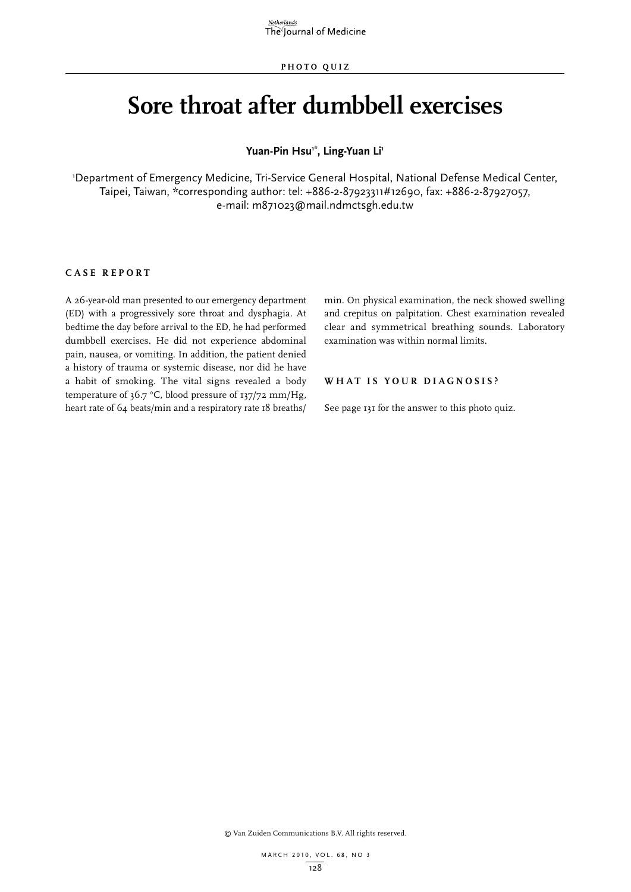PHOTO QUIZ

# Sore throat after dumbbell exercises

**Yuan-Pin Hsu[1*], Ling-Yuan Li[1]**

[1]Department of Emergency Medicine, Tri-Service General Hospital, National Defense Medical Center, Taipei, Taiwan, *corresponding author: tel: +886-2-87923311#12690, fax: +886-2-87927057, e-mail: m871023@mail.ndmctsgh.edu.tw

## CASE REPORT

A 26-year-old man presented to our emergency department (ED) with a progressively sore throat and dysphagia. At bedtime the day before arrival to the ED, he had performed dumbbell exercises. He did not experience abdominal pain, nausea, or vomiting. In addition, the patient denied a history of trauma or systemic disease, nor did he have a habit of smoking. The vital signs revealed a body temperature of 36.7 °C, blood pressure of 137/72 mm/Hg, heart rate of 64 beats/min and a respiratory rate 18 breaths/min. On physical examination, the neck showed swelling and crepitus on palpitation. Chest examination revealed clear and symmetrical breathing sounds. Laboratory examination was within normal limits.

## WHAT IS YOUR DIAGNOSIS?

See page 131 for the answer to this photo quiz.

© Van Zuiden Communications B.V. All rights reserved.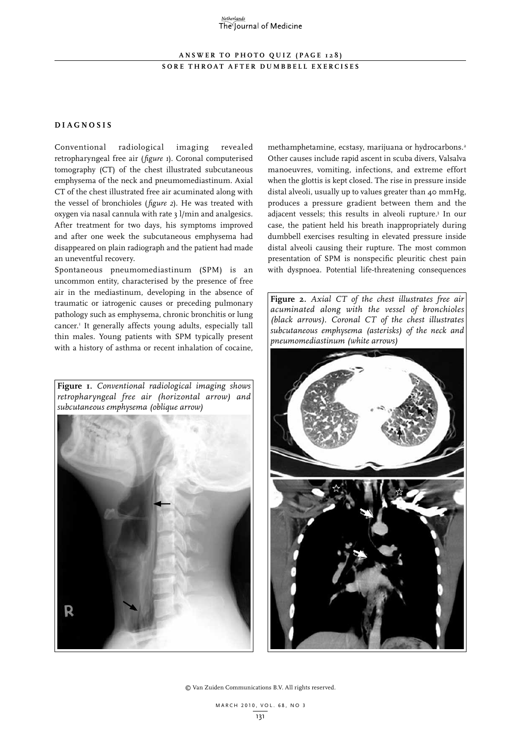## ANSWER TO PHOTO QUIZ (PAGE 128)

### SORE THROAT AFTER DUMBBELL EXERCISES

### DIAGNOSIS

Conventional radiological imaging revealed retropharyngeal free air (*figure 1*). Coronal computerised tomography (CT) of the chest illustrated subcutaneous emphysema of the neck and pneumomediastinum. Axial CT of the chest illustrated free air acuminated along with the vessel of bronchioles (*figure 2*). He was treated with oxygen via nasal cannula with rate 3 l/min and analgesics. After treatment for two days, his symptoms improved and after one week the subcutaneous emphysema had disappeared on plain radiograph and the patient had made an uneventful recovery.

Spontaneous pneumomediastinum (SPM) is an uncommon entity, characterised by the presence of free air in the mediastinum, developing in the absence of traumatic or iatrogenic causes or preceding pulmonary pathology such as emphysema, chronic bronchitis or lung cancer.[1] It generally affects young adults, especially tall thin males. Young patients with SPM typically present with a history of asthma or recent inhalation of cocaine, methamphetamine, ecstasy, marijuana or hydrocarbons.[2] Other causes include rapid ascent in scuba divers, Valsalva manoeuvres, vomiting, infections, and extreme effort when the glottis is kept closed. The rise in pressure inside distal alveoli, usually up to values greater than 40 mmHg, produces a pressure gradient between them and the adjacent vessels; this results in alveoli rupture.[3] In our case, the patient held his breath inappropriately during dumbbell exercises resulting in elevated pressure inside distal alveoli causing their rupture. The most common presentation of SPM is nonspecific pleuritic chest pain with dyspnoea. Potential life-threatening consequences

**Figure 1.** *Conventional radiological imaging shows retropharyngeal free air (horizontal arrow) and subcutaneous emphysema (oblique arrow)*

**Figure 2.** *Axial CT of the chest illustrates free air acuminated along with the vessel of bronchioles (black arrows). Coronal CT of the chest illustrates subcutaneous emphysema (asterisks) of the neck and pneumomediastinum (white arrows)*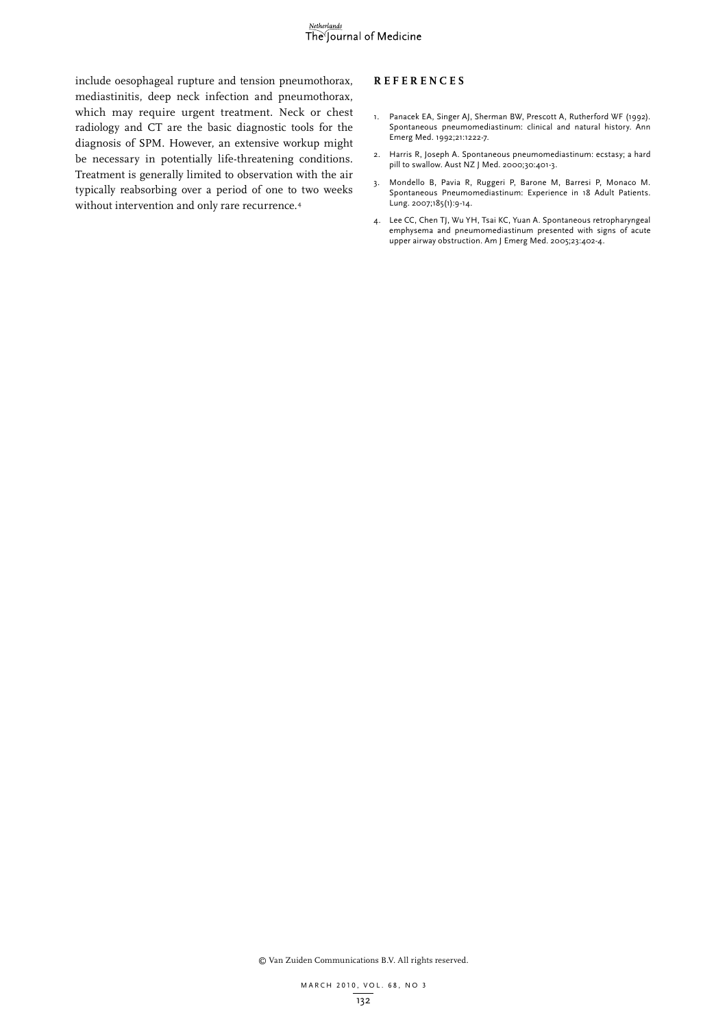include oesophageal rupture and tension pneumothorax, mediastinitis, deep neck infection and pneumothorax, which may require urgent treatment. Neck or chest radiology and CT are the basic diagnostic tools for the diagnosis of SPM. However, an extensive workup might be necessary in potentially life-threatening conditions. Treatment is generally limited to observation with the air typically reabsorbing over a period of one to two weeks without intervention and only rare recurrence.[4]

## REFERENCES

1. Panacek EA, Singer AJ, Sherman BW, Prescott A, Rutherford WF (1992). Spontaneous pneumomediastinum: clinical and natural history. Ann Emerg Med. 1992;21:1222-7.
2. Harris R, Joseph A. Spontaneous pneumomediastinum: ecstasy; a hard pill to swallow. Aust NZ J Med. 2000;30:401-3.
3. Mondello B, Pavia R, Ruggeri P, Barone M, Barresi P, Monaco M. Spontaneous Pneumomediastinum: Experience in 18 Adult Patients. Lung. 2007;185(1):9-14.
4. Lee CC, Chen TJ, Wu YH, Tsai KC, Yuan A. Spontaneous retropharyngeal emphysema and pneumomediastinum presented with signs of acute upper airway obstruction. Am J Emerg Med. 2005;23:402-4.

© Van Zuiden Communications B.V. All rights reserved.